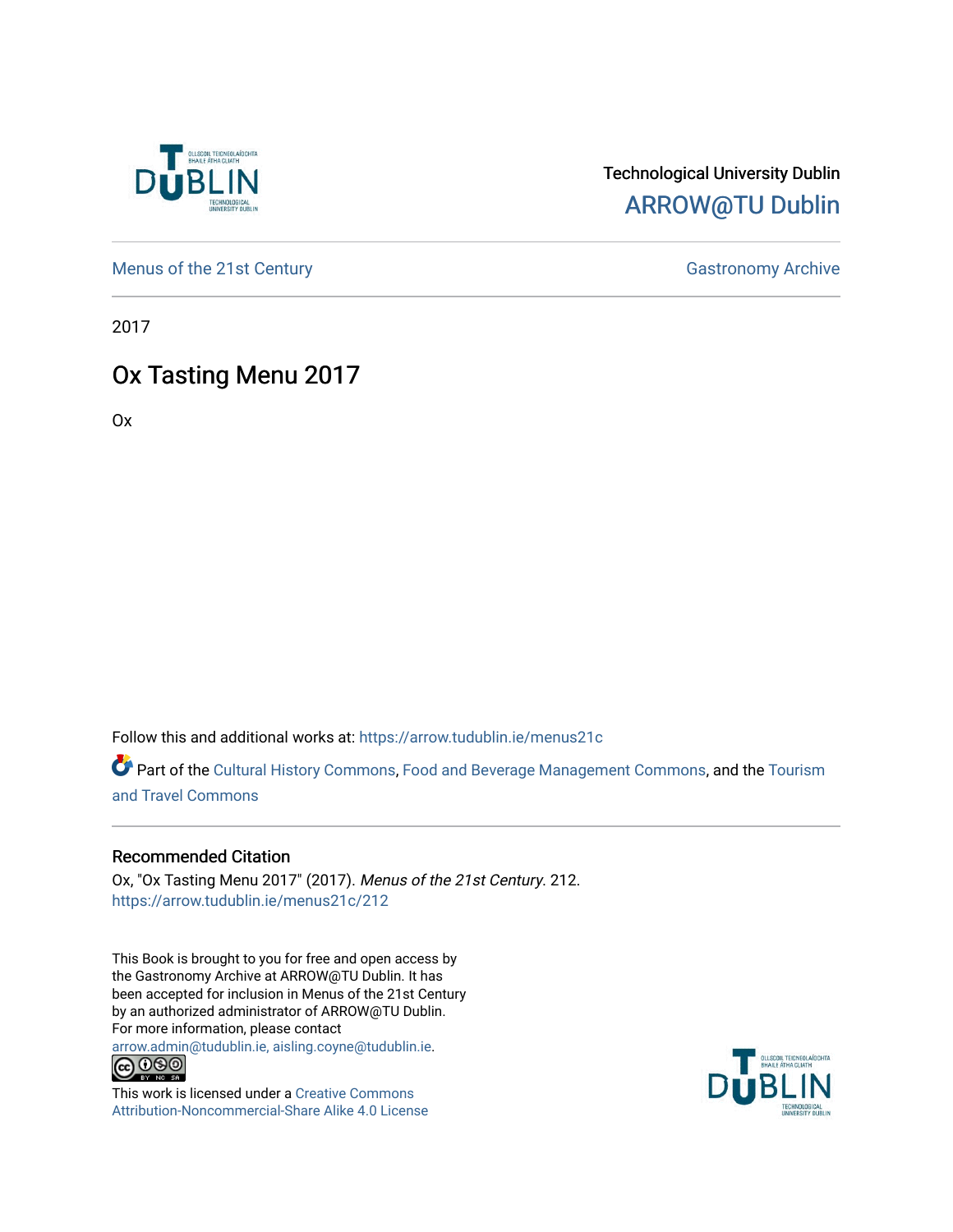Technological University Dublin

ARROW@TU Dublin

Menus of the 21st Century

Gastronomy Archive

2017

# Ox Tasting Menu 2017

Ox

Follow this and additional works at: https://arrow.tudublin.ie/menus21c

Part of the Cultural History Commons, Food and Beverage Management Commons, and the Tourism and Travel Commons

## Recommended Citation

Ox, "Ox Tasting Menu 2017" (2017). *Menus of the 21st Century*. 212.
https://arrow.tudublin.ie/menus21c/212

This Book is brought to you for free and open access by the Gastronomy Archive at ARROW@TU Dublin. It has been accepted for inclusion in Menus of the 21st Century by an authorized administrator of ARROW@TU Dublin. For more information, please contact arrow.admin@tudublin.ie, aisling.coyne@tudublin.ie.

This work is licensed under a Creative Commons Attribution-Noncommercial-Share Alike 4.0 License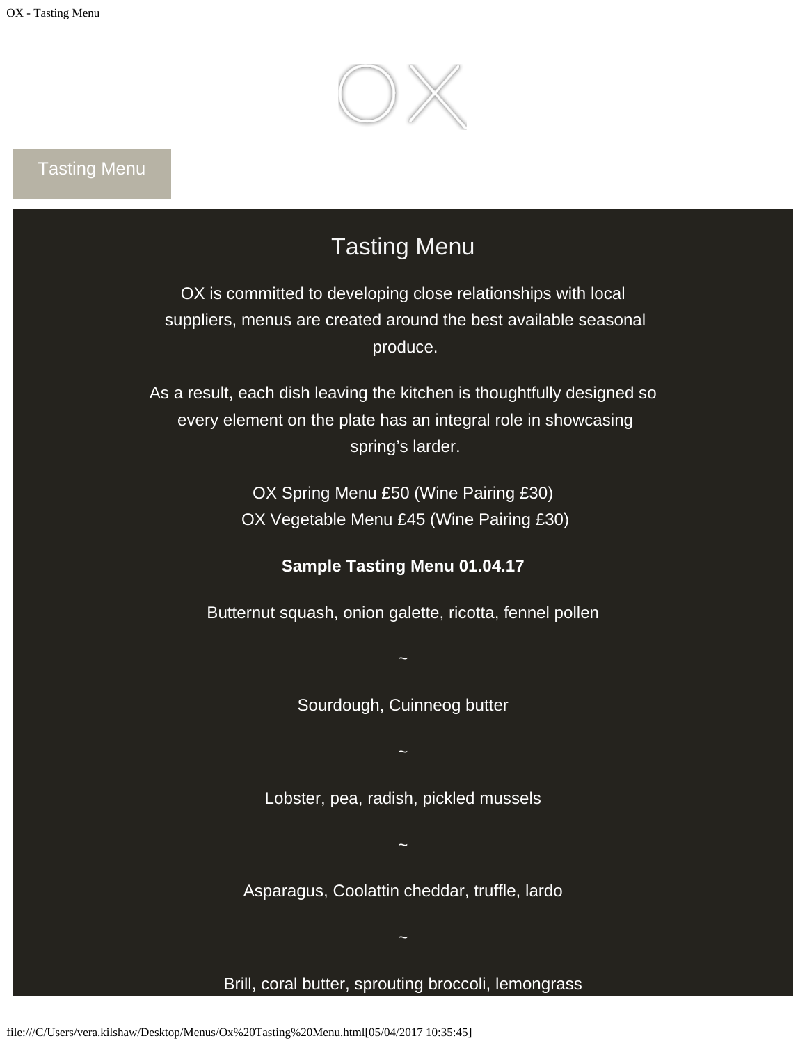# OX

Tasting Menu

## Tasting Menu

OX is committed to developing close relationships with local suppliers, menus are created around the best available seasonal produce.

As a result, each dish leaving the kitchen is thoughtfully designed so every element on the plate has an integral role in showcasing spring's larder.

OX Spring Menu £50 (Wine Pairing £30)
OX Vegetable Menu £45 (Wine Pairing £30)

**Sample Tasting Menu 01.04.17**

Butternut squash, onion galette, ricotta, fennel pollen

~

Sourdough, Cuinneog butter

~

Lobster, pea, radish, pickled mussels

~

Asparagus, Coolattin cheddar, truffle, lardo

~

Brill, coral butter, sprouting broccoli, lemongrass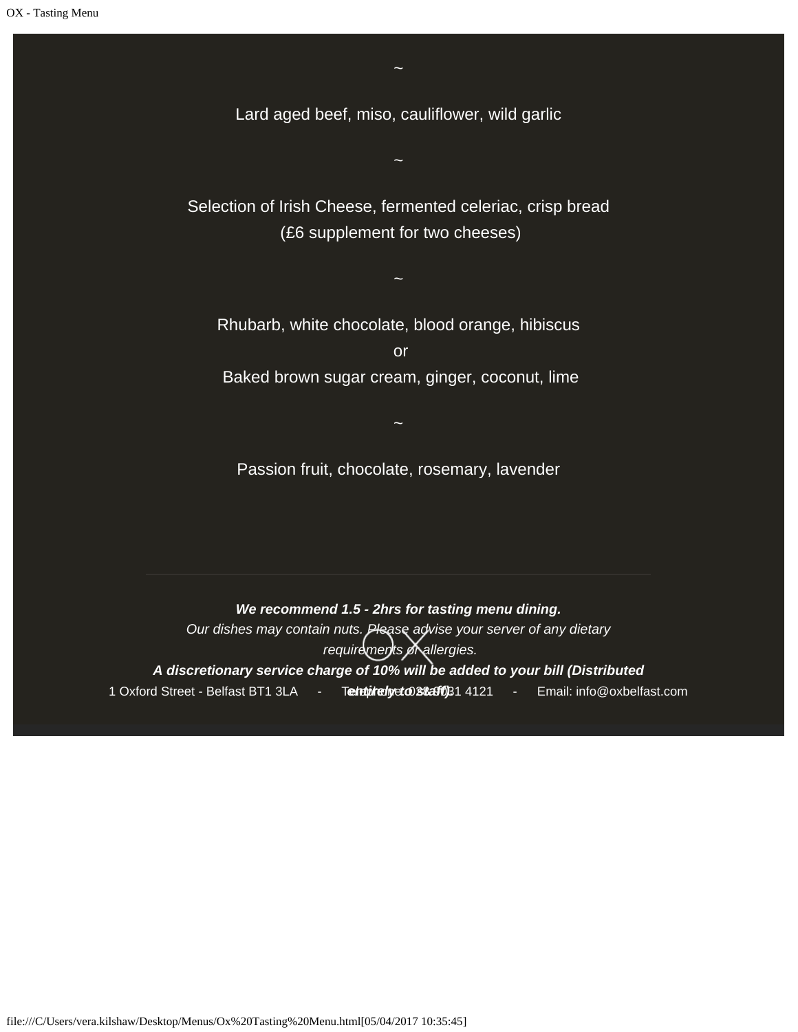~

Lard aged beef, miso, cauliflower, wild garlic

~

Selection of Irish Cheese, fermented celeriac, crisp bread
(£6 supplement for two cheeses)

~

Rhubarb, white chocolate, blood orange, hibiscus
or
Baked brown sugar cream, ginger, coconut, lime

~

Passion fruit, chocolate, rosemary, lavender

---

***We recommend 1.5 - 2hrs for tasting menu dining.***

*Our dishes may contain nuts. Please advise your server of any dietary requirements or allergies.*

***A discretionary service charge of 10% will be added to your bill (Distributed entirely to staff).***

OX

1 Oxford Street - Belfast BT1 3LA - Telephone: 028 9031 4121 - Email: info@oxbelfast.com